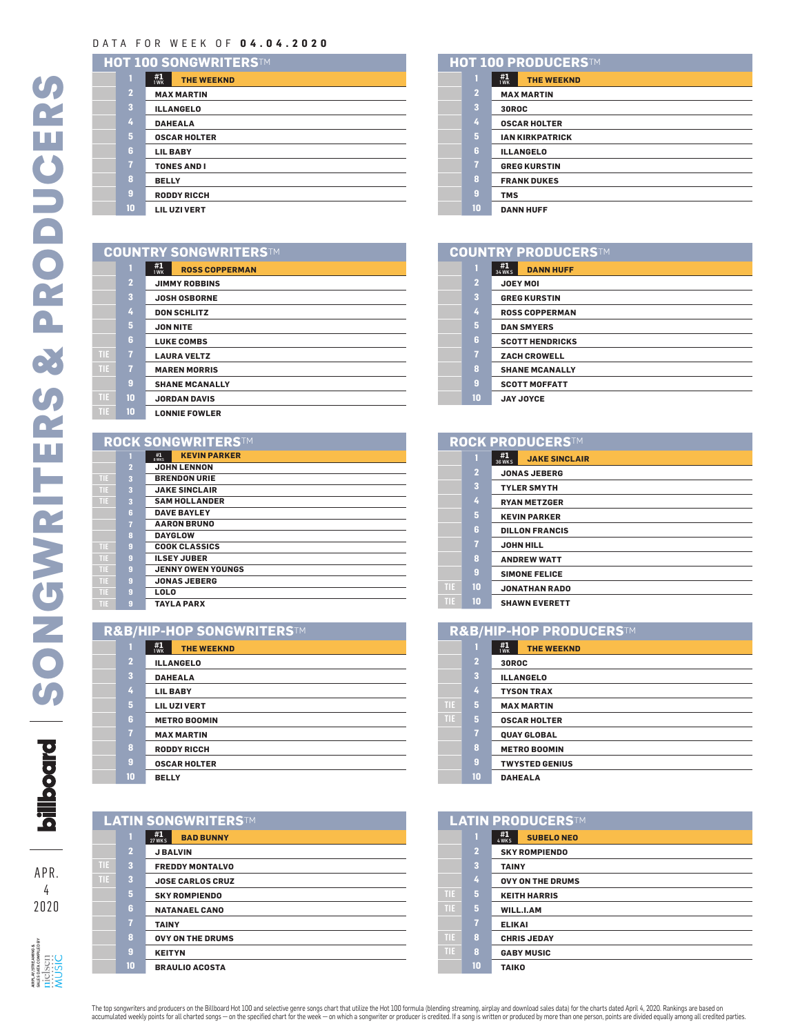DATA FOR WEEK OF **04.04.2020**

# SONGWRITERS & PRODUCERS

## HOT 100 SONGWRITERS™

| | Rank | Name |
|---|---|---|
| | 1 | #1 1 WK **THE WEEKND** |
| | 2 | MAX MARTIN |
| | 3 | ILLANGELO |
| | 4 | DAHEALA |
| | 5 | OSCAR HOLTER |
| | 6 | LIL BABY |
| | 7 | TONES AND I |
| | 8 | BELLY |
| | 9 | RODDY RICCH |
| | 10 | LIL UZI VERT |

## HOT 100 PRODUCERS™

| | Rank | Name |
|---|---|---|
| | 1 | #1 1 WK **THE WEEKND** |
| | 2 | MAX MARTIN |
| | 3 | 30ROC |
| | 4 | OSCAR HOLTER |
| | 5 | IAN KIRKPATRICK |
| | 6 | ILLANGELO |
| | 7 | GREG KURSTIN |
| | 8 | FRANK DUKES |
| | 9 | TMS |
| | 10 | DANN HUFF |

## COUNTRY SONGWRITERS™

| | Rank | Name |
|---|---|---|
| | 1 | #1 1 WK **ROSS COPPERMAN** |
| | 2 | JIMMY ROBBINS |
| | 3 | JOSH OSBORNE |
| | 4 | DON SCHLITZ |
| | 5 | JON NITE |
| | 6 | LUKE COMBS |
| TIE | 7 | LAURA VELTZ |
| TIE | 7 | MAREN MORRIS |
| | 9 | SHANE MCANALLY |
| TIE | 10 | JORDAN DAVIS |
| TIE | 10 | LONNIE FOWLER |

## COUNTRY PRODUCERS™

| | Rank | Name |
|---|---|---|
| | 1 | #1 34 WKS **DANN HUFF** |
| | 2 | JOEY MOI |
| | 3 | GREG KURSTIN |
| | 4 | ROSS COPPERMAN |
| | 5 | DAN SMYERS |
| | 6 | SCOTT HENDRICKS |
| | 7 | ZACH CROWELL |
| | 8 | SHANE MCANALLY |
| | 9 | SCOTT MOFFATT |
| | 10 | JAY JOYCE |

## ROCK SONGWRITERS™

| | Rank | Name |
|---|---|---|
| | 1 | #1 8 WKS **KEVIN PARKER** |
| | 2 | JOHN LENNON |
| TIE | 3 | BRENDON URIE |
| TIE | 3 | JAKE SINCLAIR |
| TIE | 3 | SAM HOLLANDER |
| | 6 | DAVE BAYLEY |
| | 7 | AARON BRUNO |
| | 8 | DAYGLOW |
| TIE | 9 | COOK CLASSICS |
| TIE | 9 | ILSEY JUBER |
| TIE | 9 | JENNY OWEN YOUNGS |
| TIE | 9 | JONAS JEBERG |
| TIE | 9 | LOLO |
| TIE | 9 | TAYLA PARX |

## ROCK PRODUCERS™

| | Rank | Name |
|---|---|---|
| | 1 | #1 36 WKS **JAKE SINCLAIR** |
| | 2 | JONAS JEBERG |
| | 3 | TYLER SMYTH |
| | 4 | RYAN METZGER |
| | 5 | KEVIN PARKER |
| | 6 | DILLON FRANCIS |
| | 7 | JOHN HILL |
| | 8 | ANDREW WATT |
| | 9 | SIMONE FELICE |
| TIE | 10 | JONATHAN RADO |
| TIE | 10 | SHAWN EVERETT |

## R&B/HIP-HOP SONGWRITERS™

| | Rank | Name |
|---|---|---|
| | 1 | #1 1 WK **THE WEEKND** |
| | 2 | ILLANGELO |
| | 3 | DAHEALA |
| | 4 | LIL BABY |
| | 5 | LIL UZI VERT |
| | 6 | METRO BOOMIN |
| | 7 | MAX MARTIN |
| | 8 | RODDY RICCH |
| | 9 | OSCAR HOLTER |
| | 10 | BELLY |

## R&B/HIP-HOP PRODUCERS™

| | Rank | Name |
|---|---|---|
| | 1 | #1 1 WK **THE WEEKND** |
| | 2 | 30ROC |
| | 3 | ILLANGELO |
| | 4 | TYSON TRAX |
| TIE | 5 | MAX MARTIN |
| TIE | 5 | OSCAR HOLTER |
| | 7 | QUAY GLOBAL |
| | 8 | METRO BOOMIN |
| | 9 | TWYSTED GENIUS |
| | 10 | DAHEALA |

## LATIN SONGWRITERS™

| | Rank | Name |
|---|---|---|
| | 1 | #1 27 WKS **BAD BUNNY** |
| | 2 | J BALVIN |
| TIE | 3 | FREDDY MONTALVO |
| TIE | 3 | JOSE CARLOS CRUZ |
| | 5 | SKY ROMPIENDO |
| | 6 | NATANAEL CANO |
| | 7 | TAINY |
| | 8 | OVY ON THE DRUMS |
| | 9 | KEITYN |
| | 10 | BRAULIO ACOSTA |

## LATIN PRODUCERS™

| | Rank | Name |
|---|---|---|
| | 1 | #1 4 WKS **SUBELO NEO** |
| | 2 | SKY ROMPIENDO |
| | 3 | TAINY |
| | 4 | OVY ON THE DRUMS |
| TIE | 5 | KEITH HARRIS |
| TIE | 5 | WILL.I.AM |
| | 7 | ELIKAI |
| TIE | 8 | CHRIS JEDAY |
| TIE | 8 | GABY MUSIC |
| | 10 | TAIKO |

The top songwriters and producers on the Billboard Hot 100 and selective genre songs chart that utilize the Hot 100 formula (blending streaming, airplay and download sales data) for the charts dated April 4, 2020. Rankings are based on accumulated weekly points for all charted songs — on the specified chart for the week — on which a songwriter or producer is credited. If a song is written or produced by more than one person, points are divided equally among all credited parties.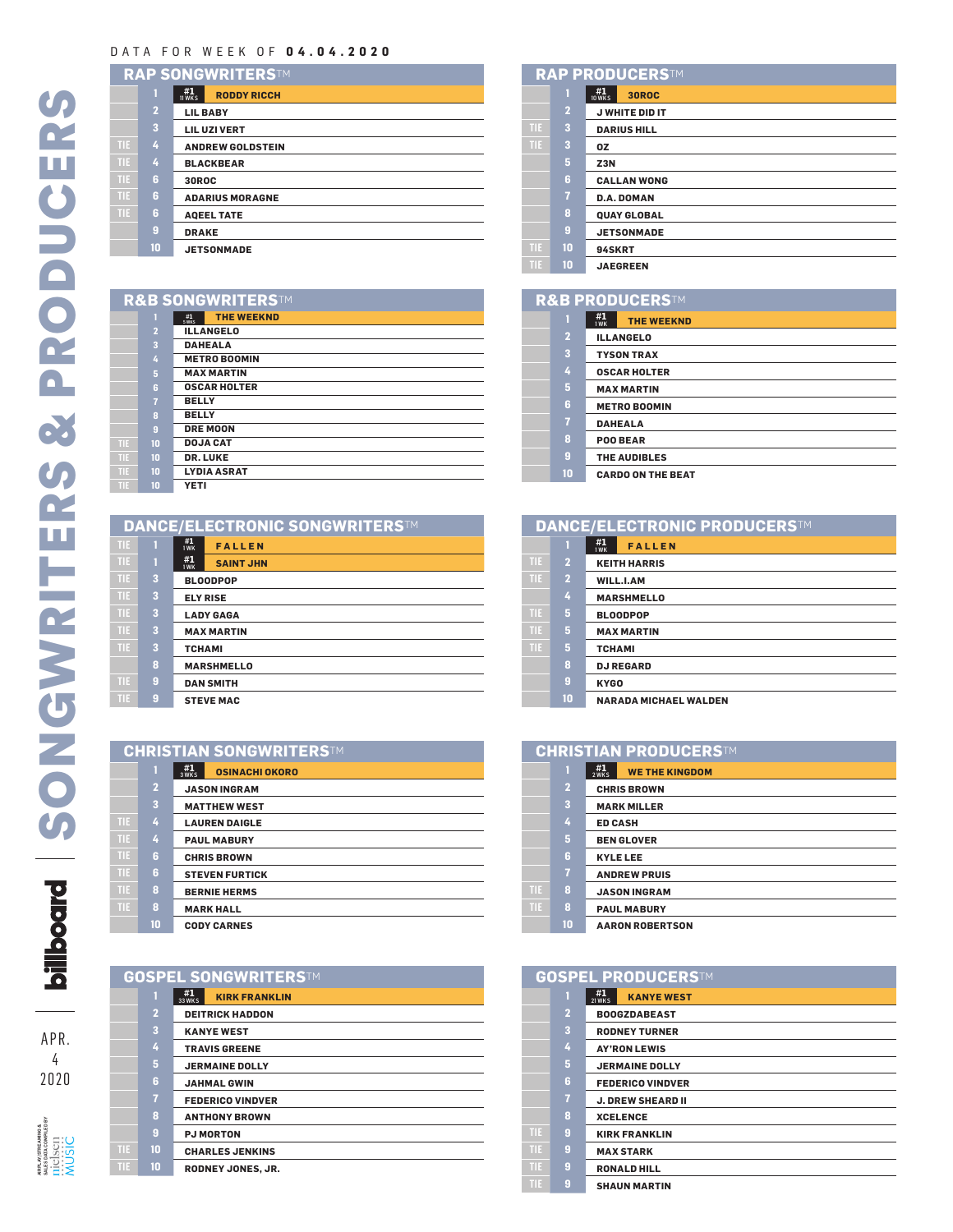# SONGWRITERS & PRODUCERS

billboard

APR. 4 2020

DATA FOR WEEK OF **04.04.2020**

## RAP SONGWRITERS™

| | | |
|---|---|---|
| | 1 | #1 11 WKS **RODDY RICCH** |
| | 2 | **LIL BABY** |
| | 3 | **LIL UZI VERT** |
| TIE | 4 | **ANDREW GOLDSTEIN** |
| TIE | 4 | **BLACKBEAR** |
| TIE | 6 | **30ROC** |
| TIE | 6 | **ADARIUS MORAGNE** |
| TIE | 6 | **AQEEL TATE** |
| | 9 | **DRAKE** |
| | 10 | **JETSONMADE** |

## RAP PRODUCERS™

| | | |
|---|---|---|
| | 1 | #1 10 WKS **30ROC** |
| | 2 | **J WHITE DID IT** |
| TIE | 3 | **DARIUS HILL** |
| TIE | 3 | **OZ** |
| | 5 | **Z3N** |
| | 6 | **CALLAN WONG** |
| | 7 | **D.A. DOMAN** |
| | 8 | **QUAY GLOBAL** |
| | 9 | **JETSONMADE** |
| TIE | 10 | **94SKRT** |
| TIE | 10 | **JAEGREEN** |

## R&B SONGWRITERS™

| | | |
|---|---|---|
| | 1 | #1 5 WKS **THE WEEKND** |
| | 2 | **ILLANGELO** |
| | 3 | **DAHEALA** |
| | 4 | **METRO BOOMIN** |
| | 5 | **MAX MARTIN** |
| | 6 | **OSCAR HOLTER** |
| | 7 | **BELLY** |
| | 8 | **BELLY** |
| | 9 | **DRE MOON** |
| TIE | 10 | **DOJA CAT** |
| TIE | 10 | **DR. LUKE** |
| TIE | 10 | **LYDIA ASRAT** |
| TIE | 10 | **YETI** |

## R&B PRODUCERS™

| | | |
|---|---|---|
| | 1 | #1 1 WK **THE WEEKND** |
| | 2 | **ILLANGELO** |
| | 3 | **TYSON TRAX** |
| | 4 | **OSCAR HOLTER** |
| | 5 | **MAX MARTIN** |
| | 6 | **METRO BOOMIN** |
| | 7 | **DAHEALA** |
| | 8 | **POO BEAR** |
| | 9 | **THE AUDIBLES** |
| | 10 | **CARDO ON THE BEAT** |

## DANCE/ELECTRONIC SONGWRITERS™

| | | |
|---|---|---|
| TIE | 1 | #1 1 WK **FALLEN** |
| TIE | 1 | #1 1 WK **SAINT JHN** |
| TIE | 3 | **BLOODPOP** |
| TIE | 3 | **ELY RISE** |
| TIE | 3 | **LADY GAGA** |
| TIE | 3 | **MAX MARTIN** |
| TIE | 3 | **TCHAMI** |
| | 8 | **MARSHMELLO** |
| TIE | 9 | **DAN SMITH** |
| TIE | 9 | **STEVE MAC** |

## DANCE/ELECTRONIC PRODUCERS™

| | | |
|---|---|---|
| | 1 | #1 1 WK **FALLEN** |
| TIE | 2 | **KEITH HARRIS** |
| TIE | 2 | **WILL.I.AM** |
| | 4 | **MARSHMELLO** |
| TIE | 5 | **BLOODPOP** |
| TIE | 5 | **MAX MARTIN** |
| TIE | 5 | **TCHAMI** |
| | 8 | **DJ REGARD** |
| | 9 | **KYGO** |
| | 10 | **NARADA MICHAEL WALDEN** |

## CHRISTIAN SONGWRITERS™

| | | |
|---|---|---|
| | 1 | #1 3 WKS **OSINACHI OKORO** |
| | 2 | **JASON INGRAM** |
| | 3 | **MATTHEW WEST** |
| TIE | 4 | **LAUREN DAIGLE** |
| TIE | 4 | **PAUL MABURY** |
| TIE | 6 | **CHRIS BROWN** |
| TIE | 6 | **STEVEN FURTICK** |
| TIE | 8 | **BERNIE HERMS** |
| TIE | 8 | **MARK HALL** |
| | 10 | **CODY CARNES** |

## CHRISTIAN PRODUCERS™

| | | |
|---|---|---|
| | 1 | #1 2 WKS **WE THE KINGDOM** |
| | 2 | **CHRIS BROWN** |
| | 3 | **MARK MILLER** |
| | 4 | **ED CASH** |
| | 5 | **BEN GLOVER** |
| | 6 | **KYLE LEE** |
| | 7 | **ANDREW PRUIS** |
| TIE | 8 | **JASON INGRAM** |
| TIE | 8 | **PAUL MABURY** |
| | 10 | **AARON ROBERTSON** |

## GOSPEL SONGWRITERS™

| | | |
|---|---|---|
| | 1 | #1 33 WKS **KIRK FRANKLIN** |
| | 2 | **DEITRICK HADDON** |
| | 3 | **KANYE WEST** |
| | 4 | **TRAVIS GREENE** |
| | 5 | **JERMAINE DOLLY** |
| | 6 | **JAHMAL GWIN** |
| | 7 | **FEDERICO VINDVER** |
| | 8 | **ANTHONY BROWN** |
| | 9 | **PJ MORTON** |
| TIE | 10 | **CHARLES JENKINS** |
| TIE | 10 | **RODNEY JONES, JR.** |

## GOSPEL PRODUCERS™

| | | |
|---|---|---|
| | 1 | #1 21 WKS **KANYE WEST** |
| | 2 | **BOOGZDABEAST** |
| | 3 | **RODNEY TURNER** |
| | 4 | **AY'RON LEWIS** |
| | 5 | **JERMAINE DOLLY** |
| | 6 | **FEDERICO VINDVER** |
| | 7 | **J. DREW SHEARD II** |
| | 8 | **XCELENCE** |
| TIE | 9 | **KIRK FRANKLIN** |
| TIE | 9 | **MAX STARK** |
| TIE | 9 | **RONALD HILL** |
| TIE | 9 | **SHAUN MARTIN** |

AIRPLAY, STREAMING & SALES DATA COMPILED BY nielsen MUSIC